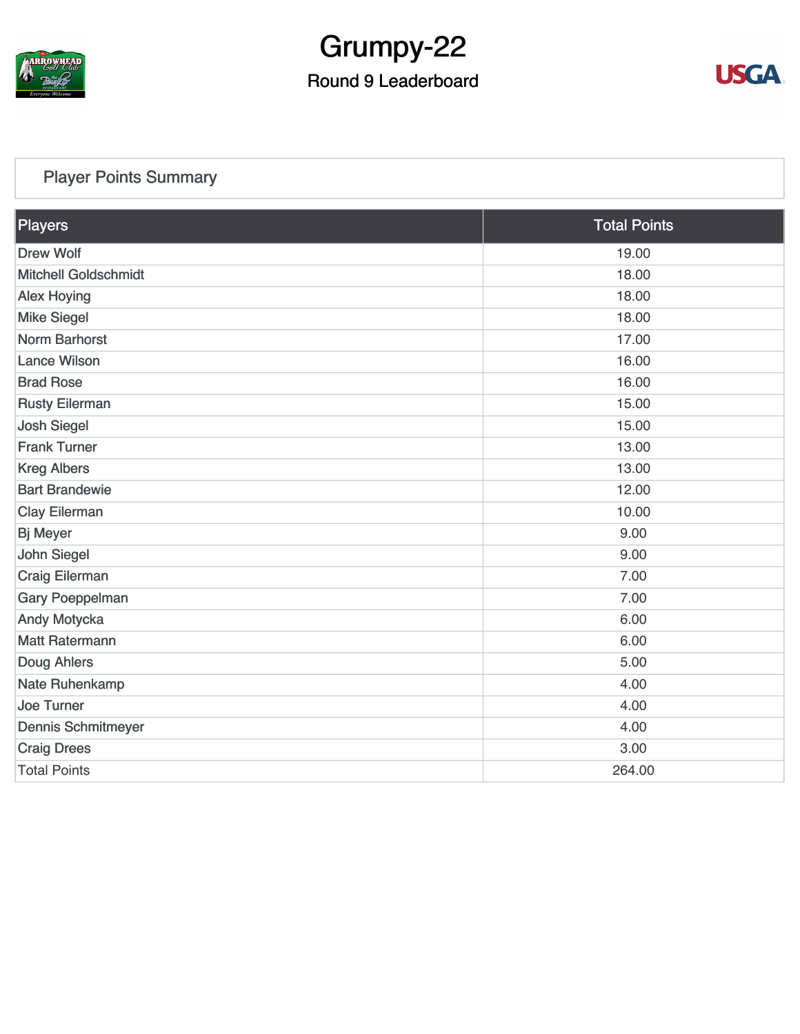# Grumpy-22

## Round 9 Leaderboard

### Player Points Summary

| Players | Total Points |
|---|---|
| Drew Wolf | 19.00 |
| Mitchell Goldschmidt | 18.00 |
| Alex Hoying | 18.00 |
| Mike Siegel | 18.00 |
| Norm Barhorst | 17.00 |
| Lance Wilson | 16.00 |
| Brad Rose | 16.00 |
| Rusty Eilerman | 15.00 |
| Josh Siegel | 15.00 |
| Frank Turner | 13.00 |
| Kreg Albers | 13.00 |
| Bart Brandewie | 12.00 |
| Clay Eilerman | 10.00 |
| Bj Meyer | 9.00 |
| John Siegel | 9.00 |
| Craig Eilerman | 7.00 |
| Gary Poeppelman | 7.00 |
| Andy Motycka | 6.00 |
| Matt Ratermann | 6.00 |
| Doug Ahlers | 5.00 |
| Nate Ruhenkamp | 4.00 |
| Joe Turner | 4.00 |
| Dennis Schmitmeyer | 4.00 |
| Craig Drees | 3.00 |
| Total Points | 264.00 |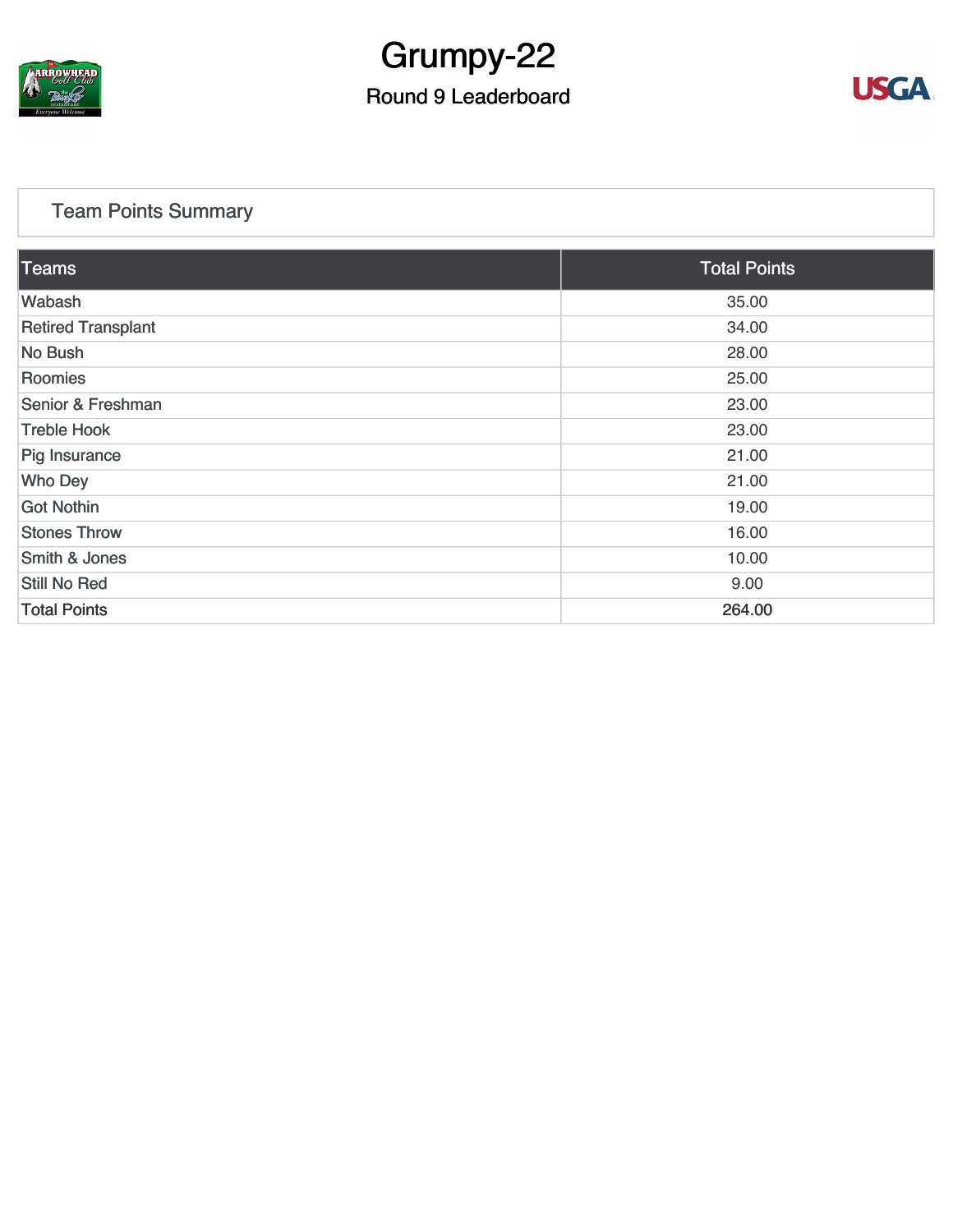# Grumpy-22

## Round 9 Leaderboard

### Team Points Summary

| Teams | Total Points |
|---|---|
| Wabash | 35.00 |
| Retired Transplant | 34.00 |
| No Bush | 28.00 |
| Roomies | 25.00 |
| Senior & Freshman | 23.00 |
| Treble Hook | 23.00 |
| Pig Insurance | 21.00 |
| Who Dey | 21.00 |
| Got Nothin | 19.00 |
| Stones Throw | 16.00 |
| Smith & Jones | 10.00 |
| Still No Red | 9.00 |
| Total Points | 264.00 |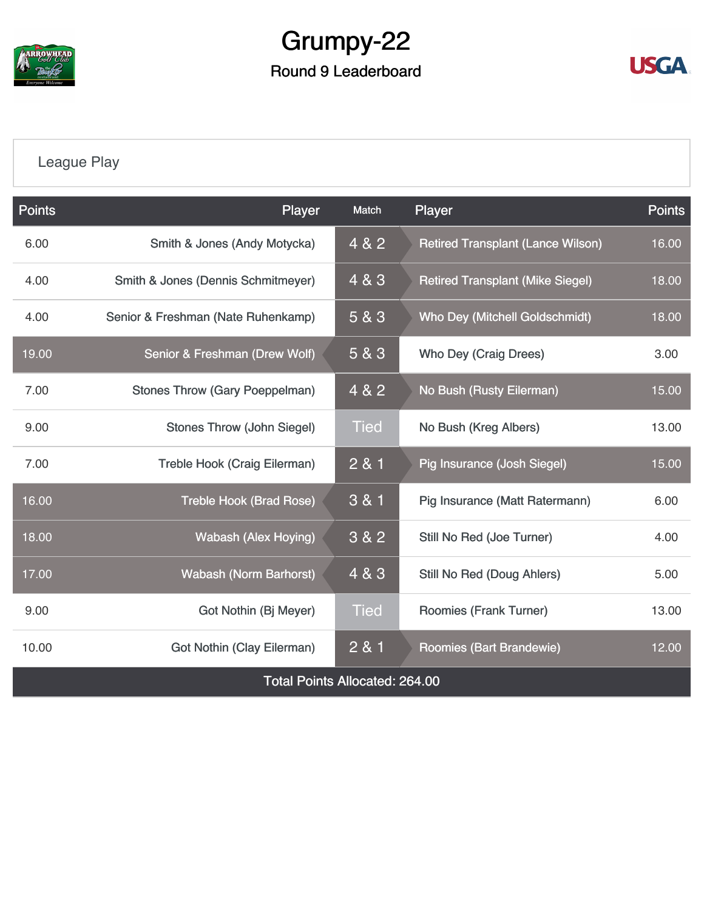# Grumpy-22

## Round 9 Leaderboard

League Play

| Points | Player | Match | Player | Points |
|---|---|---|---|---|
| 6.00 | Smith & Jones (Andy Motycka) | 4 & 2 | Retired Transplant (Lance Wilson) | 16.00 |
| 4.00 | Smith & Jones (Dennis Schmitmeyer) | 4 & 3 | Retired Transplant (Mike Siegel) | 18.00 |
| 4.00 | Senior & Freshman (Nate Ruhenkamp) | 5 & 3 | Who Dey (Mitchell Goldschmidt) | 18.00 |
| 19.00 | Senior & Freshman (Drew Wolf) | 5 & 3 | Who Dey (Craig Drees) | 3.00 |
| 7.00 | Stones Throw (Gary Poeppelman) | 4 & 2 | No Bush (Rusty Eilerman) | 15.00 |
| 9.00 | Stones Throw (John Siegel) | Tied | No Bush (Kreg Albers) | 13.00 |
| 7.00 | Treble Hook (Craig Eilerman) | 2 & 1 | Pig Insurance (Josh Siegel) | 15.00 |
| 16.00 | Treble Hook (Brad Rose) | 3 & 1 | Pig Insurance (Matt Ratermann) | 6.00 |
| 18.00 | Wabash (Alex Hoying) | 3 & 2 | Still No Red (Joe Turner) | 4.00 |
| 17.00 | Wabash (Norm Barhorst) | 4 & 3 | Still No Red (Doug Ahlers) | 5.00 |
| 9.00 | Got Nothin (Bj Meyer) | Tied | Roomies (Frank Turner) | 13.00 |
| 10.00 | Got Nothin (Clay Eilerman) | 2 & 1 | Roomies (Bart Brandewie) | 12.00 |
| Total Points Allocated: 264.00 | | | | |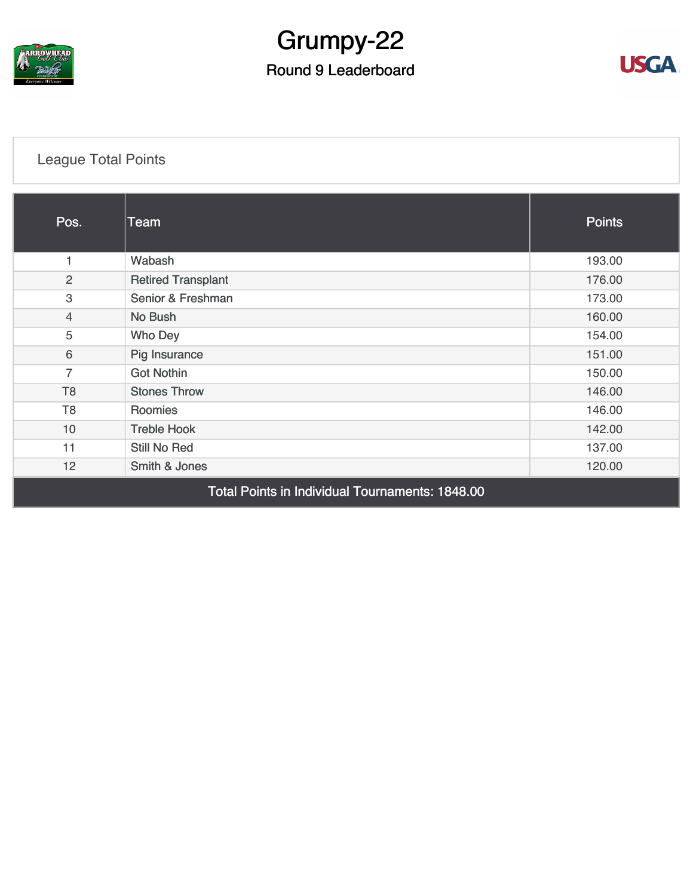# Grumpy-22

## Round 9 Leaderboard

League Total Points

| Pos. | Team | Points |
| --- | --- | --- |
| 1 | Wabash | 193.00 |
| 2 | Retired Transplant | 176.00 |
| 3 | Senior & Freshman | 173.00 |
| 4 | No Bush | 160.00 |
| 5 | Who Dey | 154.00 |
| 6 | Pig Insurance | 151.00 |
| 7 | Got Nothin | 150.00 |
| T8 | Stones Throw | 146.00 |
| T8 | Roomies | 146.00 |
| 10 | Treble Hook | 142.00 |
| 11 | Still No Red | 137.00 |
| 12 | Smith & Jones | 120.00 |
| Total Points in Individual Tournaments: 1848.00 | | |